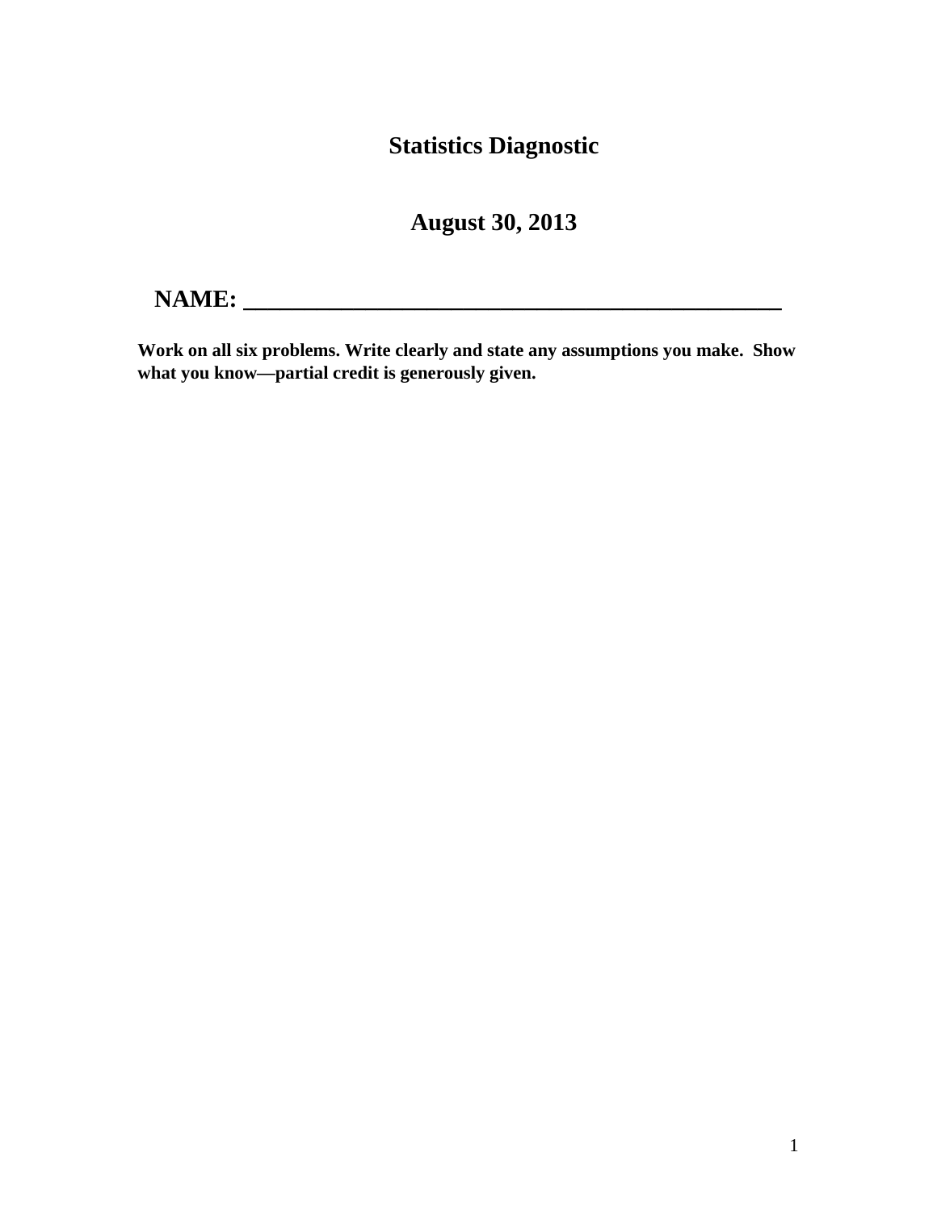# Statistics Diagnostic

## August 30, 2013

**NAME: ___________________________________________**

**Work on all six problems. Write clearly and state any assumptions you make. Show what you know—partial credit is generously given.**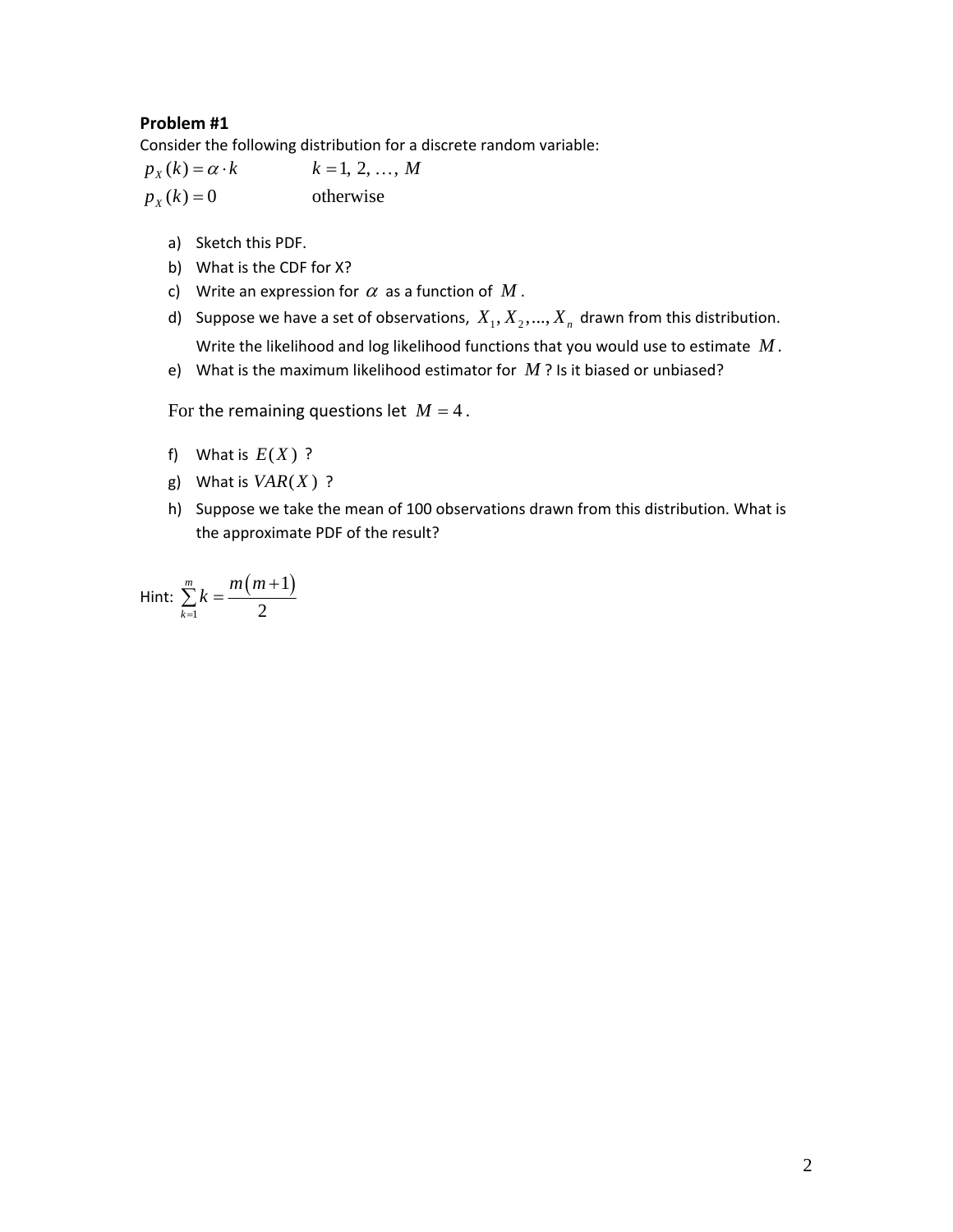**Problem #1**

Consider the following distribution for a discrete random variable:

$$p_X(k) = \alpha \cdot k \qquad k = 1, 2, \ldots, M$$

$$p_X(k) = 0 \qquad \text{otherwise}$$

a) Sketch this PDF.

b) What is the CDF for X?

c) Write an expression for $\alpha$ as a function of $M$.

d) Suppose we have a set of observations, $X_1, X_2, ..., X_n$ drawn from this distribution. Write the likelihood and log likelihood functions that you would use to estimate $M$.

e) What is the maximum likelihood estimator for $M$? Is it biased or unbiased?

For the remaining questions let $M = 4$.

f) What is $E(X)$ ?

g) What is $VAR(X)$ ?

h) Suppose we take the mean of 100 observations drawn from this distribution. What is the approximate PDF of the result?

Hint: $\sum_{k=1}^{m} k = \frac{m(m+1)}{2}$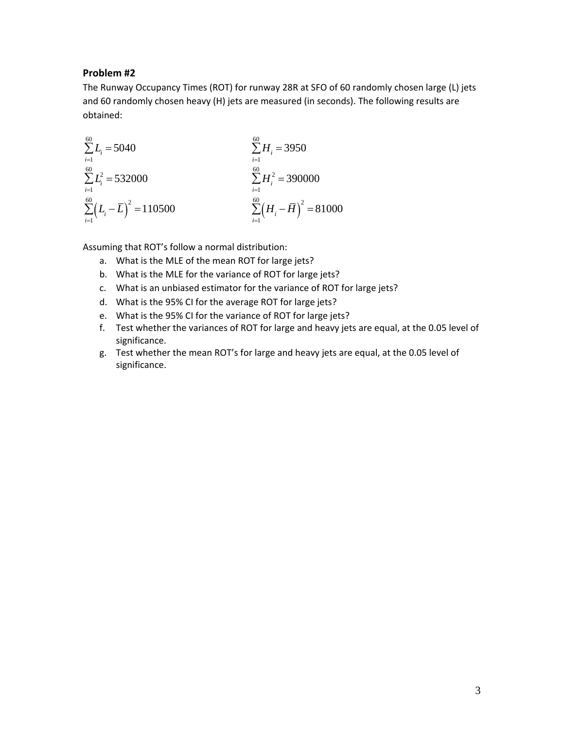**Problem #2**

The Runway Occupancy Times (ROT) for runway 28R at SFO of 60 randomly chosen large (L) jets and 60 randomly chosen heavy (H) jets are measured (in seconds). The following results are obtained:

$$\sum_{i=1}^{60} L_i = 5040 \qquad \sum_{i=1}^{60} H_i = 3950$$

$$\sum_{i=1}^{60} L_i^2 = 532000 \qquad \sum_{i=1}^{60} H_i^2 = 390000$$

$$\sum_{i=1}^{60} \left(L_i - \overline{L}\right)^2 = 110500 \qquad \sum_{i=1}^{60} \left(H_i - \overline{H}\right)^2 = 81000$$

Assuming that ROT's follow a normal distribution:

a. What is the MLE of the mean ROT for large jets?
b. What is the MLE for the variance of ROT for large jets?
c. What is an unbiased estimator for the variance of ROT for large jets?
d. What is the 95% CI for the average ROT for large jets?
e. What is the 95% CI for the variance of ROT for large jets?
f. Test whether the variances of ROT for large and heavy jets are equal, at the 0.05 level of significance.
g. Test whether the mean ROT's for large and heavy jets are equal, at the 0.05 level of significance.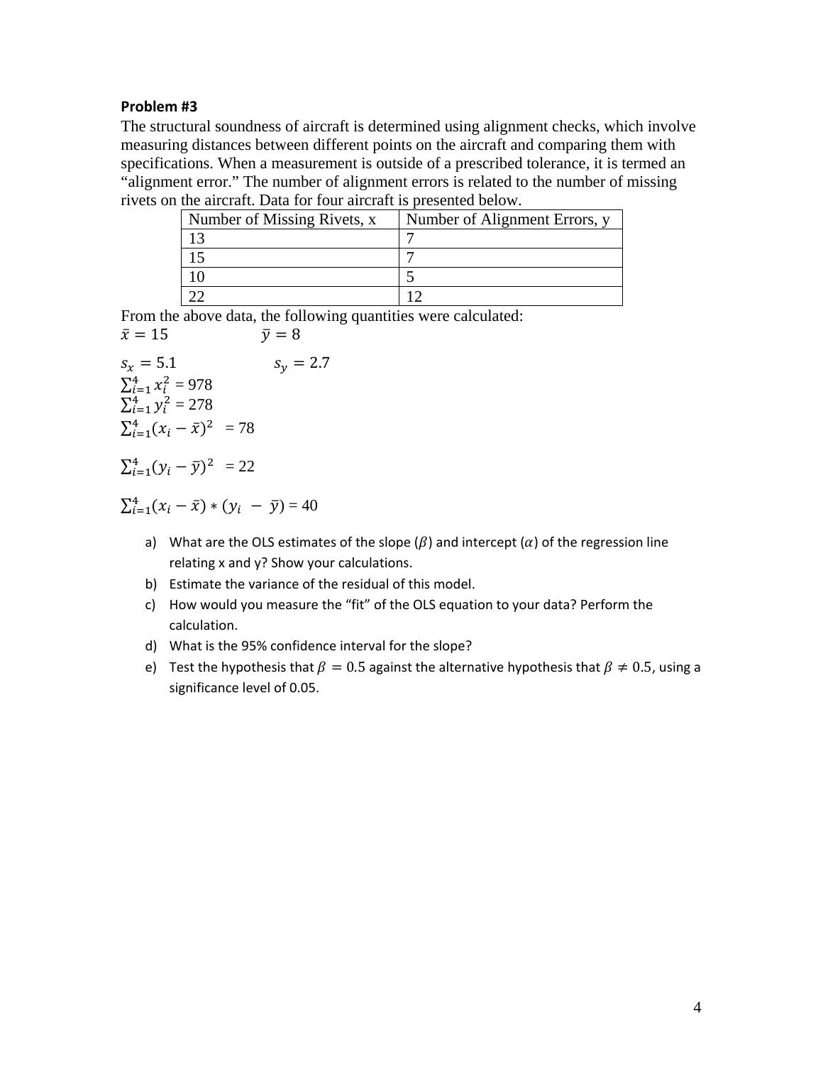**Problem #3**

The structural soundness of aircraft is determined using alignment checks, which involve measuring distances between different points on the aircraft and comparing them with specifications. When a measurement is outside of a prescribed tolerance, it is termed an "alignment error." The number of alignment errors is related to the number of missing rivets on the aircraft. Data for four aircraft is presented below.

| Number of Missing Rivets, x | Number of Alignment Errors, y |
|---|---|
| 13 | 7 |
| 15 | 7 |
| 10 | 5 |
| 22 | 12 |

From the above data, the following quantities were calculated:

$\bar{x} = 15$ $\quad\quad\quad\quad$ $\bar{y} = 8$

$s_x = 5.1$ $\quad\quad\quad\quad$ $s_y = 2.7$

$\sum_{i=1}^{4} x_i^2 = 978$

$\sum_{i=1}^{4} y_i^2 = 278$

$\sum_{i=1}^{4} (x_i - \bar{x})^2 = 78$

$\sum_{i=1}^{4} (y_i - \bar{y})^2 = 22$

$\sum_{i=1}^{4} (x_i - \bar{x}) * (y_i - \bar{y}) = 40$

a) What are the OLS estimates of the slope ($\beta$) and intercept ($\alpha$) of the regression line relating x and y? Show your calculations.

b) Estimate the variance of the residual of this model.

c) How would you measure the "fit" of the OLS equation to your data? Perform the calculation.

d) What is the 95% confidence interval for the slope?

e) Test the hypothesis that $\beta = 0.5$ against the alternative hypothesis that $\beta \neq 0.5$, using a significance level of 0.05.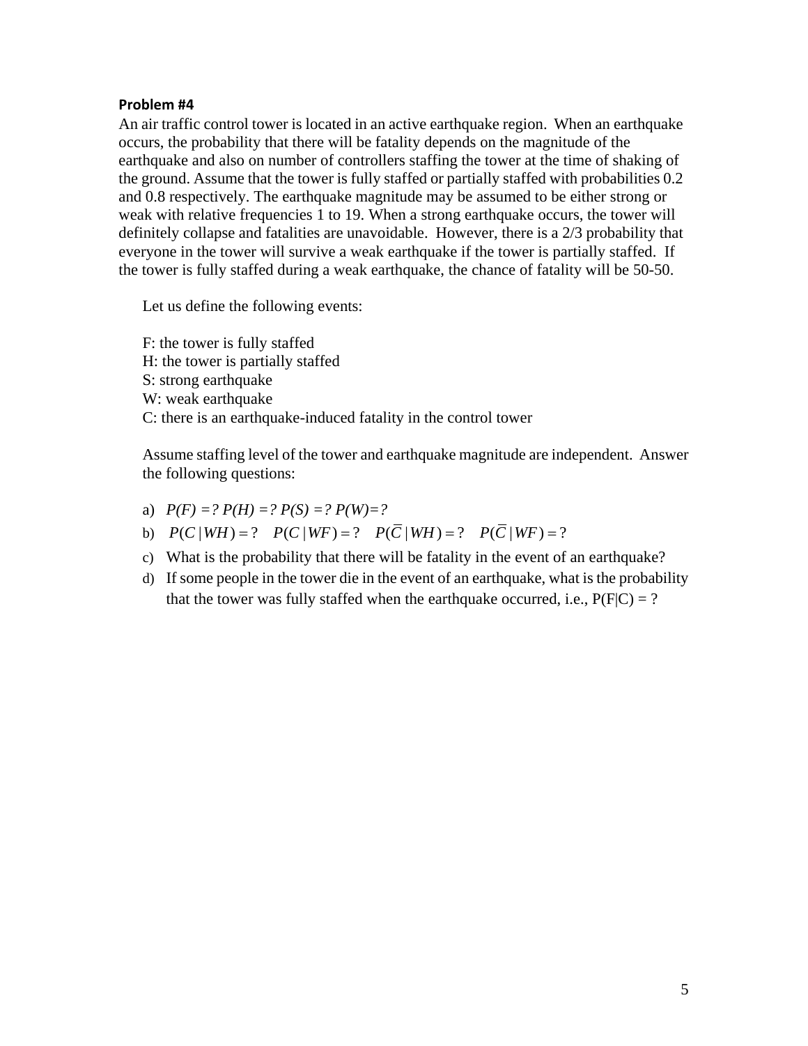**Problem #4**

An air traffic control tower is located in an active earthquake region. When an earthquake occurs, the probability that there will be fatality depends on the magnitude of the earthquake and also on number of controllers staffing the tower at the time of shaking of the ground. Assume that the tower is fully staffed or partially staffed with probabilities 0.2 and 0.8 respectively. The earthquake magnitude may be assumed to be either strong or weak with relative frequencies 1 to 19. When a strong earthquake occurs, the tower will definitely collapse and fatalities are unavoidable. However, there is a 2/3 probability that everyone in the tower will survive a weak earthquake if the tower is partially staffed. If the tower is fully staffed during a weak earthquake, the chance of fatality will be 50-50.

Let us define the following events:

F: the tower is fully staffed
H: the tower is partially staffed
S: strong earthquake
W: weak earthquake
C: there is an earthquake-induced fatality in the control tower

Assume staffing level of the tower and earthquake magnitude are independent. Answer the following questions:

a) $P(F) = ?$ $P(H) = ?$ $P(S) = ?$ $P(W) = ?$
b) $P(C \mid WH) = ?$ $\quad P(C \mid WF) = ?$ $\quad P(\bar{C} \mid WH) = ?$ $\quad P(\bar{C} \mid WF) = ?$
c) What is the probability that there will be fatality in the event of an earthquake?
d) If some people in the tower die in the event of an earthquake, what is the probability that the tower was fully staffed when the earthquake occurred, i.e., P(F|C) = ?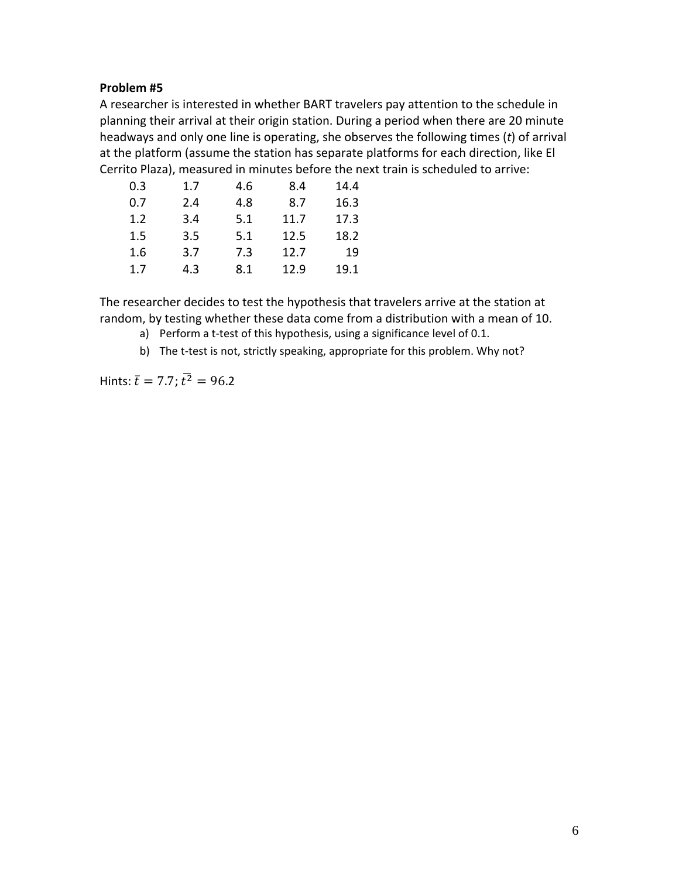**Problem #5**

A researcher is interested in whether BART travelers pay attention to the schedule in planning their arrival at their origin station. During a period when there are 20 minute headways and only one line is operating, she observes the following times ($t$) of arrival at the platform (assume the station has separate platforms for each direction, like El Cerrito Plaza), measured in minutes before the next train is scheduled to arrive:

| | | | | |
|---|---|---|---|---|
| 0.3 | 1.7 | 4.6 | 8.4 | 14.4 |
| 0.7 | 2.4 | 4.8 | 8.7 | 16.3 |
| 1.2 | 3.4 | 5.1 | 11.7 | 17.3 |
| 1.5 | 3.5 | 5.1 | 12.5 | 18.2 |
| 1.6 | 3.7 | 7.3 | 12.7 | 19 |
| 1.7 | 4.3 | 8.1 | 12.9 | 19.1 |

The researcher decides to test the hypothesis that travelers arrive at the station at random, by testing whether these data come from a distribution with a mean of 10.

a) Perform a t-test of this hypothesis, using a significance level of 0.1.

b) The t-test is not, strictly speaking, appropriate for this problem. Why not?

Hints: $\bar{t} = 7.7$; $\overline{t^2} = 96.2$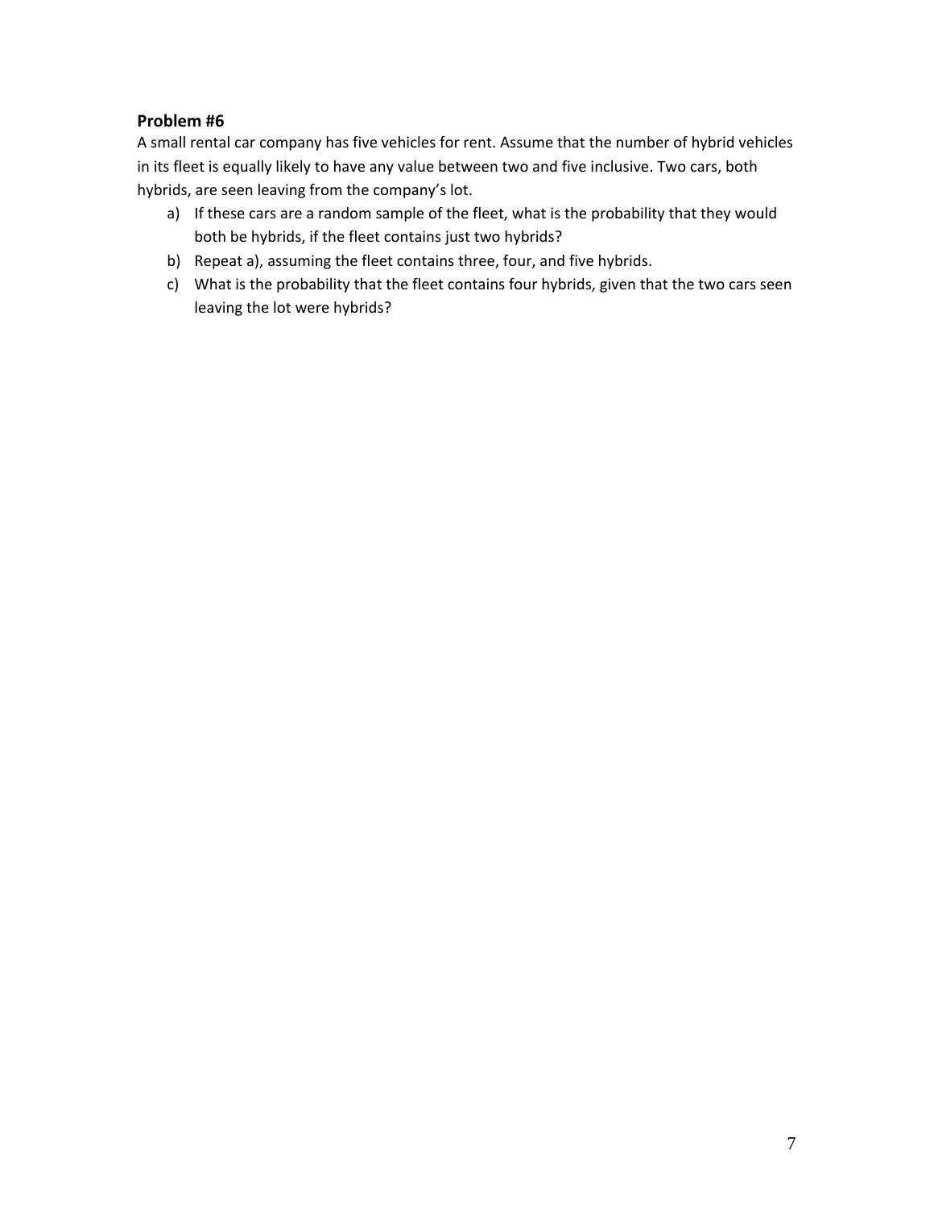**Problem #6**

A small rental car company has five vehicles for rent. Assume that the number of hybrid vehicles in its fleet is equally likely to have any value between two and five inclusive. Two cars, both hybrids, are seen leaving from the company's lot.

a) If these cars are a random sample of the fleet, what is the probability that they would both be hybrids, if the fleet contains just two hybrids?

b) Repeat a), assuming the fleet contains three, four, and five hybrids.

c) What is the probability that the fleet contains four hybrids, given that the two cars seen leaving the lot were hybrids?